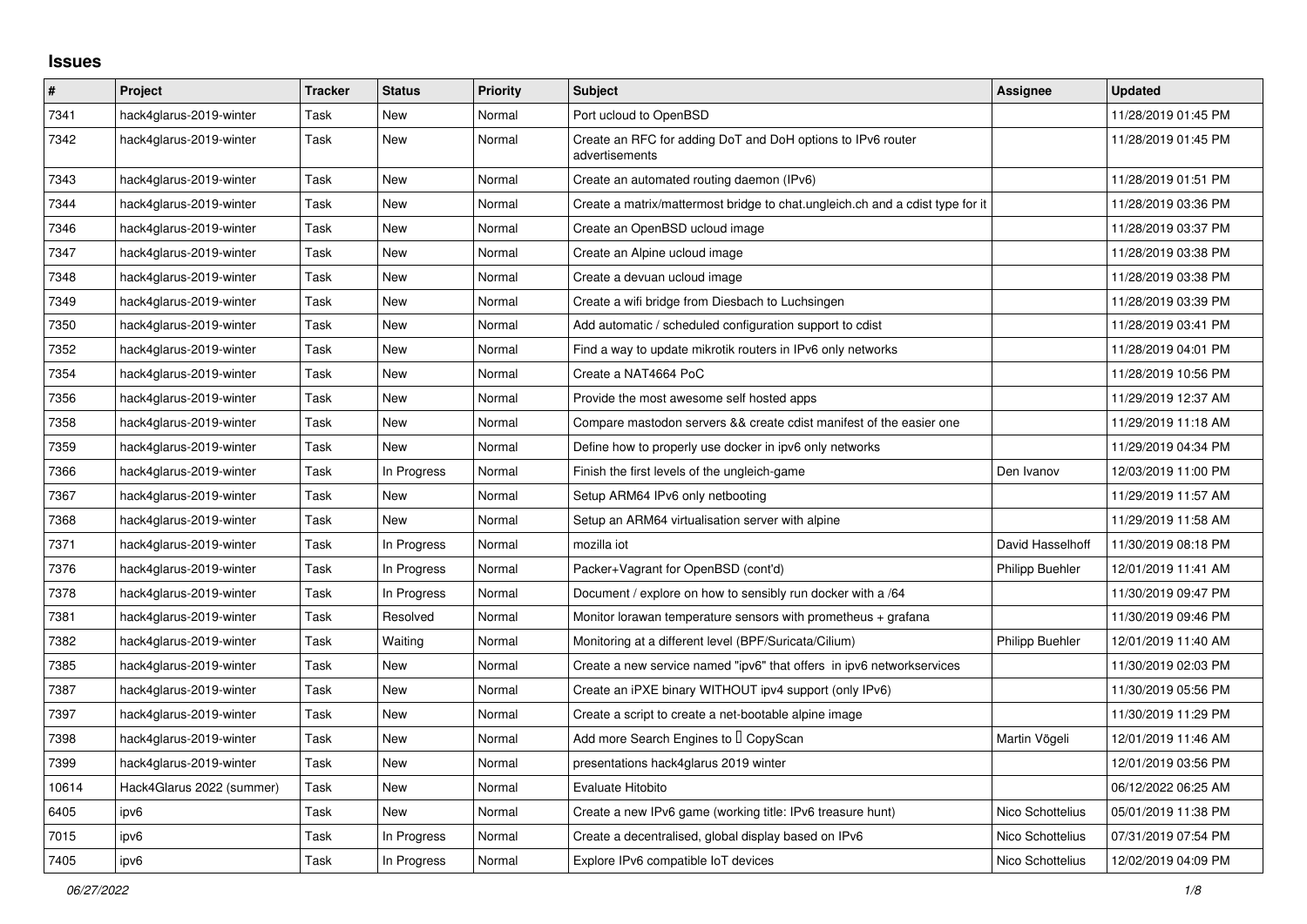## Issues

| # | Project | Tracker | Status | Priority | Subject | Assignee | Updated |
|---|---|---|---|---|---|---|---|
| 7341 | hack4glarus-2019-winter | Task | New | Normal | Port ucloud to OpenBSD | | 11/28/2019 01:45 PM |
| 7342 | hack4glarus-2019-winter | Task | New | Normal | Create an RFC for adding DoT and DoH options to IPv6 router advertisements | | 11/28/2019 01:45 PM |
| 7343 | hack4glarus-2019-winter | Task | New | Normal | Create an automated routing daemon (IPv6) | | 11/28/2019 01:51 PM |
| 7344 | hack4glarus-2019-winter | Task | New | Normal | Create a matrix/mattermost bridge to chat.ungleich.ch and a cdist type for it | | 11/28/2019 03:36 PM |
| 7346 | hack4glarus-2019-winter | Task | New | Normal | Create an OpenBSD ucloud image | | 11/28/2019 03:37 PM |
| 7347 | hack4glarus-2019-winter | Task | New | Normal | Create an Alpine ucloud image | | 11/28/2019 03:38 PM |
| 7348 | hack4glarus-2019-winter | Task | New | Normal | Create a devuan ucloud image | | 11/28/2019 03:38 PM |
| 7349 | hack4glarus-2019-winter | Task | New | Normal | Create a wifi bridge from Diesbach to Luchsingen | | 11/28/2019 03:39 PM |
| 7350 | hack4glarus-2019-winter | Task | New | Normal | Add automatic / scheduled configuration support to cdist | | 11/28/2019 03:41 PM |
| 7352 | hack4glarus-2019-winter | Task | New | Normal | Find a way to update mikrotik routers in IPv6 only networks | | 11/28/2019 04:01 PM |
| 7354 | hack4glarus-2019-winter | Task | New | Normal | Create a NAT4664 PoC | | 11/28/2019 10:56 PM |
| 7356 | hack4glarus-2019-winter | Task | New | Normal | Provide the most awesome self hosted apps | | 11/29/2019 12:37 AM |
| 7358 | hack4glarus-2019-winter | Task | New | Normal | Compare mastodon servers && create cdist manifest of the easier one | | 11/29/2019 11:18 AM |
| 7359 | hack4glarus-2019-winter | Task | New | Normal | Define how to properly use docker in ipv6 only networks | | 11/29/2019 04:34 PM |
| 7366 | hack4glarus-2019-winter | Task | In Progress | Normal | Finish the first levels of the ungleich-game | Den Ivanov | 12/03/2019 11:00 PM |
| 7367 | hack4glarus-2019-winter | Task | New | Normal | Setup ARM64 IPv6 only netbooting | | 11/29/2019 11:57 AM |
| 7368 | hack4glarus-2019-winter | Task | New | Normal | Setup an ARM64 virtualisation server with alpine | | 11/29/2019 11:58 AM |
| 7371 | hack4glarus-2019-winter | Task | In Progress | Normal | mozilla iot | David Hasselhoff | 11/30/2019 08:18 PM |
| 7376 | hack4glarus-2019-winter | Task | In Progress | Normal | Packer+Vagrant for OpenBSD (cont'd) | Philipp Buehler | 12/01/2019 11:41 AM |
| 7378 | hack4glarus-2019-winter | Task | In Progress | Normal | Document / explore on how to sensibly run docker with a /64 | | 11/30/2019 09:47 PM |
| 7381 | hack4glarus-2019-winter | Task | Resolved | Normal | Monitor lorawan temperature sensors with prometheus + grafana | | 11/30/2019 09:46 PM |
| 7382 | hack4glarus-2019-winter | Task | Waiting | Normal | Monitoring at a different level (BPF/Suricata/Cilium) | Philipp Buehler | 12/01/2019 11:40 AM |
| 7385 | hack4glarus-2019-winter | Task | New | Normal | Create a new service named "ipv6" that offers in ipv6 networkservices | | 11/30/2019 02:03 PM |
| 7387 | hack4glarus-2019-winter | Task | New | Normal | Create an iPXE binary WITHOUT ipv4 support (only IPv6) | | 11/30/2019 05:56 PM |
| 7397 | hack4glarus-2019-winter | Task | New | Normal | Create a script to create a net-bootable alpine image | | 11/30/2019 11:29 PM |
| 7398 | hack4glarus-2019-winter | Task | New | Normal | Add more Search Engines to  CopyScan | Martin Vögeli | 12/01/2019 11:46 AM |
| 7399 | hack4glarus-2019-winter | Task | New | Normal | presentations hack4glarus 2019 winter | | 12/01/2019 03:56 PM |
| 10614 | Hack4Glarus 2022 (summer) | Task | New | Normal | Evaluate Hitobito | | 06/12/2022 06:25 AM |
| 6405 | ipv6 | Task | New | Normal | Create a new IPv6 game (working title: IPv6 treasure hunt) | Nico Schottelius | 05/01/2019 11:38 PM |
| 7015 | ipv6 | Task | In Progress | Normal | Create a decentralised, global display based on IPv6 | Nico Schottelius | 07/31/2019 07:54 PM |
| 7405 | ipv6 | Task | In Progress | Normal | Explore IPv6 compatible IoT devices | Nico Schottelius | 12/02/2019 04:09 PM |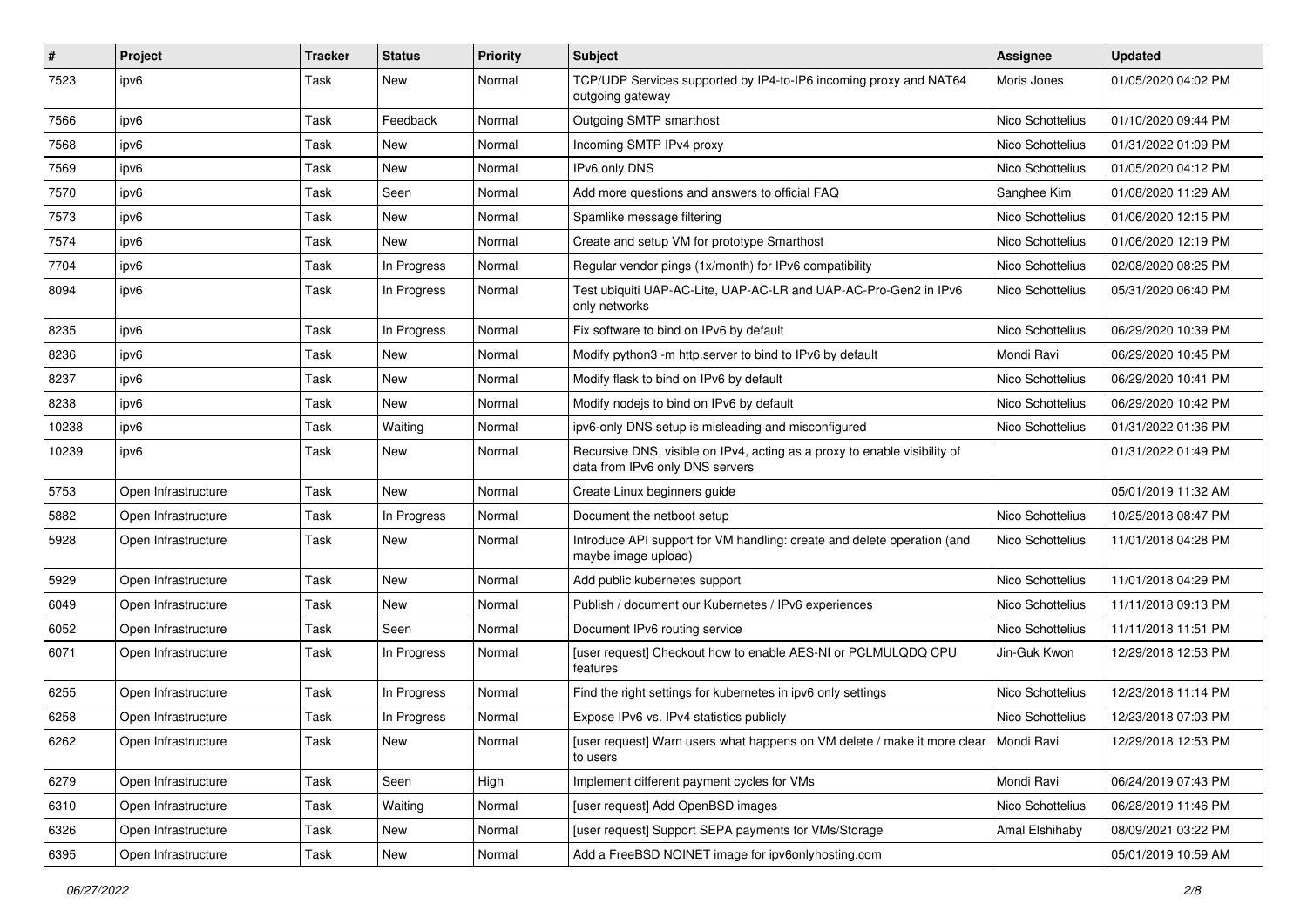| # | Project | Tracker | Status | Priority | Subject | Assignee | Updated |
|---|---|---|---|---|---|---|---|
| 7523 | ipv6 | Task | New | Normal | TCP/UDP Services supported by IP4-to-IP6 incoming proxy and NAT64 outgoing gateway | Moris Jones | 01/05/2020 04:02 PM |
| 7566 | ipv6 | Task | Feedback | Normal | Outgoing SMTP smarthost | Nico Schottelius | 01/10/2020 09:44 PM |
| 7568 | ipv6 | Task | New | Normal | Incoming SMTP IPv4 proxy | Nico Schottelius | 01/31/2022 01:09 PM |
| 7569 | ipv6 | Task | New | Normal | IPv6 only DNS | Nico Schottelius | 01/05/2020 04:12 PM |
| 7570 | ipv6 | Task | Seen | Normal | Add more questions and answers to official FAQ | Sanghee Kim | 01/08/2020 11:29 AM |
| 7573 | ipv6 | Task | New | Normal | Spamlike message filtering | Nico Schottelius | 01/06/2020 12:15 PM |
| 7574 | ipv6 | Task | New | Normal | Create and setup VM for prototype Smarthost | Nico Schottelius | 01/06/2020 12:19 PM |
| 7704 | ipv6 | Task | In Progress | Normal | Regular vendor pings (1x/month) for IPv6 compatibility | Nico Schottelius | 02/08/2020 08:25 PM |
| 8094 | ipv6 | Task | In Progress | Normal | Test ubiquiti UAP-AC-Lite, UAP-AC-LR and UAP-AC-Pro-Gen2 in IPv6 only networks | Nico Schottelius | 05/31/2020 06:40 PM |
| 8235 | ipv6 | Task | In Progress | Normal | Fix software to bind on IPv6 by default | Nico Schottelius | 06/29/2020 10:39 PM |
| 8236 | ipv6 | Task | New | Normal | Modify python3 -m http.server to bind to IPv6 by default | Mondi Ravi | 06/29/2020 10:45 PM |
| 8237 | ipv6 | Task | New | Normal | Modify flask to bind on IPv6 by default | Nico Schottelius | 06/29/2020 10:41 PM |
| 8238 | ipv6 | Task | New | Normal | Modify nodejs to bind on IPv6 by default | Nico Schottelius | 06/29/2020 10:42 PM |
| 10238 | ipv6 | Task | Waiting | Normal | ipv6-only DNS setup is misleading and misconfigured | Nico Schottelius | 01/31/2022 01:36 PM |
| 10239 | ipv6 | Task | New | Normal | Recursive DNS, visible on IPv4, acting as a proxy to enable visibility of data from IPv6 only DNS servers | | 01/31/2022 01:49 PM |
| 5753 | Open Infrastructure | Task | New | Normal | Create Linux beginners guide | | 05/01/2019 11:32 AM |
| 5882 | Open Infrastructure | Task | In Progress | Normal | Document the netboot setup | Nico Schottelius | 10/25/2018 08:47 PM |
| 5928 | Open Infrastructure | Task | New | Normal | Introduce API support for VM handling: create and delete operation (and maybe image upload) | Nico Schottelius | 11/01/2018 04:28 PM |
| 5929 | Open Infrastructure | Task | New | Normal | Add public kubernetes support | Nico Schottelius | 11/01/2018 04:29 PM |
| 6049 | Open Infrastructure | Task | New | Normal | Publish / document our Kubernetes / IPv6 experiences | Nico Schottelius | 11/11/2018 09:13 PM |
| 6052 | Open Infrastructure | Task | Seen | Normal | Document IPv6 routing service | Nico Schottelius | 11/11/2018 11:51 PM |
| 6071 | Open Infrastructure | Task | In Progress | Normal | [user request] Checkout how to enable AES-NI or PCLMULQDQ CPU features | Jin-Guk Kwon | 12/29/2018 12:53 PM |
| 6255 | Open Infrastructure | Task | In Progress | Normal | Find the right settings for kubernetes in ipv6 only settings | Nico Schottelius | 12/23/2018 11:14 PM |
| 6258 | Open Infrastructure | Task | In Progress | Normal | Expose IPv6 vs. IPv4 statistics publicly | Nico Schottelius | 12/23/2018 07:03 PM |
| 6262 | Open Infrastructure | Task | New | Normal | [user request] Warn users what happens on VM delete / make it more clear to users | Mondi Ravi | 12/29/2018 12:53 PM |
| 6279 | Open Infrastructure | Task | Seen | High | Implement different payment cycles for VMs | Mondi Ravi | 06/24/2019 07:43 PM |
| 6310 | Open Infrastructure | Task | Waiting | Normal | [user request] Add OpenBSD images | Nico Schottelius | 06/28/2019 11:46 PM |
| 6326 | Open Infrastructure | Task | New | Normal | [user request] Support SEPA payments for VMs/Storage | Amal Elshihaby | 08/09/2021 03:22 PM |
| 6395 | Open Infrastructure | Task | New | Normal | Add a FreeBSD NOINET image for ipv6onlyhosting.com | | 05/01/2019 10:59 AM |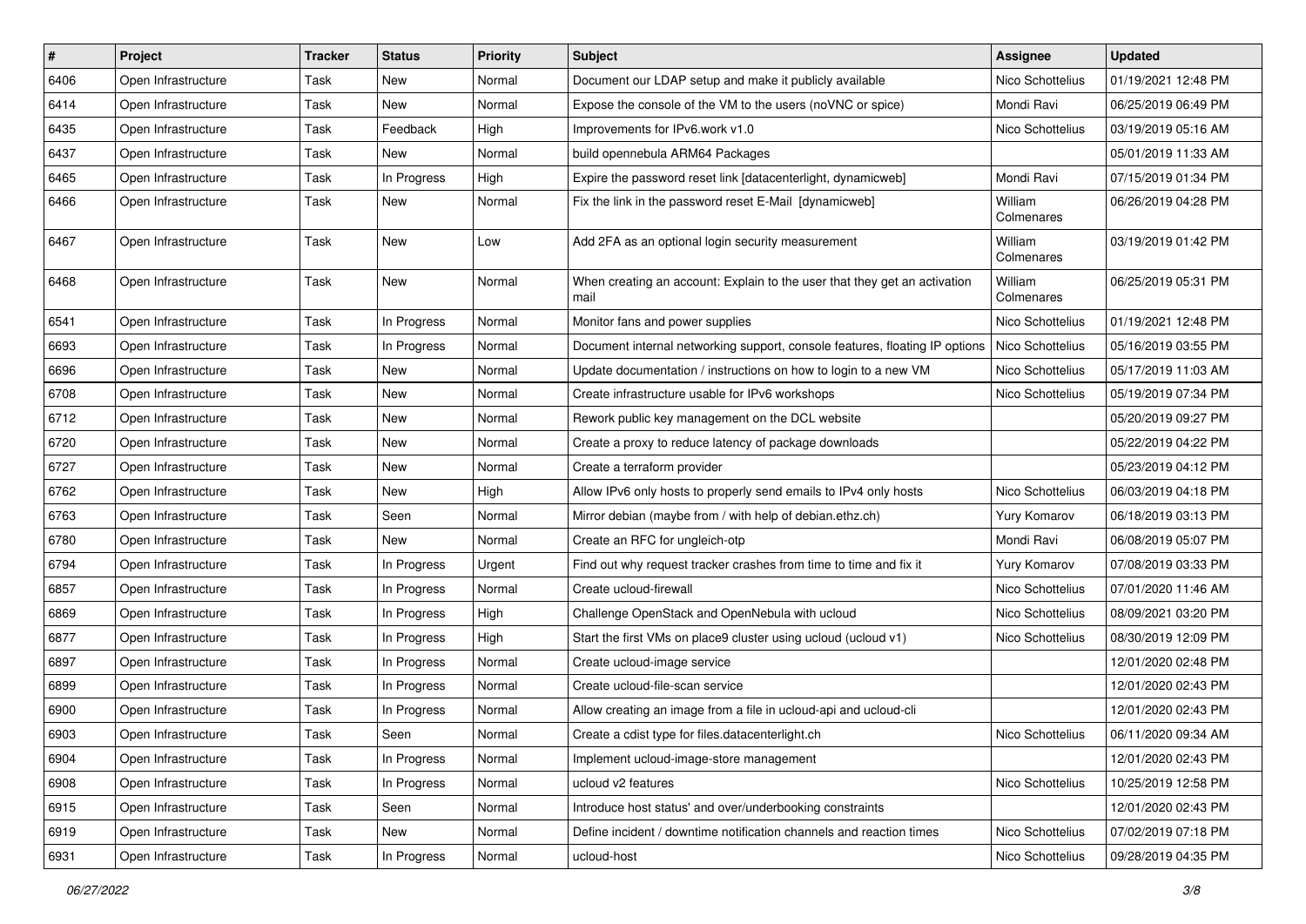| # | Project | Tracker | Status | Priority | Subject | Assignee | Updated |
|---|---|---|---|---|---|---|---|
| 6406 | Open Infrastructure | Task | New | Normal | Document our LDAP setup and make it publicly available | Nico Schottelius | 01/19/2021 12:48 PM |
| 6414 | Open Infrastructure | Task | New | Normal | Expose the console of the VM to the users (noVNC or spice) | Mondi Ravi | 06/25/2019 06:49 PM |
| 6435 | Open Infrastructure | Task | Feedback | High | Improvements for IPv6.work v1.0 | Nico Schottelius | 03/19/2019 05:16 AM |
| 6437 | Open Infrastructure | Task | New | Normal | build opennebula ARM64 Packages | | 05/01/2019 11:33 AM |
| 6465 | Open Infrastructure | Task | In Progress | High | Expire the password reset link [datacenterlight, dynamicweb] | Mondi Ravi | 07/15/2019 01:34 PM |
| 6466 | Open Infrastructure | Task | New | Normal | Fix the link in the password reset E-Mail [dynamicweb] | William Colmenares | 06/26/2019 04:28 PM |
| 6467 | Open Infrastructure | Task | New | Low | Add 2FA as an optional login security measurement | William Colmenares | 03/19/2019 01:42 PM |
| 6468 | Open Infrastructure | Task | New | Normal | When creating an account: Explain to the user that they get an activation mail | William Colmenares | 06/25/2019 05:31 PM |
| 6541 | Open Infrastructure | Task | In Progress | Normal | Monitor fans and power supplies | Nico Schottelius | 01/19/2021 12:48 PM |
| 6693 | Open Infrastructure | Task | In Progress | Normal | Document internal networking support, console features, floating IP options | Nico Schottelius | 05/16/2019 03:55 PM |
| 6696 | Open Infrastructure | Task | New | Normal | Update documentation / instructions on how to login to a new VM | Nico Schottelius | 05/17/2019 11:03 AM |
| 6708 | Open Infrastructure | Task | New | Normal | Create infrastructure usable for IPv6 workshops | Nico Schottelius | 05/19/2019 07:34 PM |
| 6712 | Open Infrastructure | Task | New | Normal | Rework public key management on the DCL website | | 05/20/2019 09:27 PM |
| 6720 | Open Infrastructure | Task | New | Normal | Create a proxy to reduce latency of package downloads | | 05/22/2019 04:22 PM |
| 6727 | Open Infrastructure | Task | New | Normal | Create a terraform provider | | 05/23/2019 04:12 PM |
| 6762 | Open Infrastructure | Task | New | High | Allow IPv6 only hosts to properly send emails to IPv4 only hosts | Nico Schottelius | 06/03/2019 04:18 PM |
| 6763 | Open Infrastructure | Task | Seen | Normal | Mirror debian (maybe from / with help of debian.ethz.ch) | Yury Komarov | 06/18/2019 03:13 PM |
| 6780 | Open Infrastructure | Task | New | Normal | Create an RFC for ungleich-otp | Mondi Ravi | 06/08/2019 05:07 PM |
| 6794 | Open Infrastructure | Task | In Progress | Urgent | Find out why request tracker crashes from time to time and fix it | Yury Komarov | 07/08/2019 03:33 PM |
| 6857 | Open Infrastructure | Task | In Progress | Normal | Create ucloud-firewall | Nico Schottelius | 07/01/2020 11:46 AM |
| 6869 | Open Infrastructure | Task | In Progress | High | Challenge OpenStack and OpenNebula with ucloud | Nico Schottelius | 08/09/2021 03:20 PM |
| 6877 | Open Infrastructure | Task | In Progress | High | Start the first VMs on place9 cluster using ucloud (ucloud v1) | Nico Schottelius | 08/30/2019 12:09 PM |
| 6897 | Open Infrastructure | Task | In Progress | Normal | Create ucloud-image service | | 12/01/2020 02:48 PM |
| 6899 | Open Infrastructure | Task | In Progress | Normal | Create ucloud-file-scan service | | 12/01/2020 02:43 PM |
| 6900 | Open Infrastructure | Task | In Progress | Normal | Allow creating an image from a file in ucloud-api and ucloud-cli | | 12/01/2020 02:43 PM |
| 6903 | Open Infrastructure | Task | Seen | Normal | Create a cdist type for files.datacenterlight.ch | Nico Schottelius | 06/11/2020 09:34 AM |
| 6904 | Open Infrastructure | Task | In Progress | Normal | Implement ucloud-image-store management | | 12/01/2020 02:43 PM |
| 6908 | Open Infrastructure | Task | In Progress | Normal | ucloud v2 features | Nico Schottelius | 10/25/2019 12:58 PM |
| 6915 | Open Infrastructure | Task | Seen | Normal | Introduce host status' and over/underbooking constraints | | 12/01/2020 02:43 PM |
| 6919 | Open Infrastructure | Task | New | Normal | Define incident / downtime notification channels and reaction times | Nico Schottelius | 07/02/2019 07:18 PM |
| 6931 | Open Infrastructure | Task | In Progress | Normal | ucloud-host | Nico Schottelius | 09/28/2019 04:35 PM |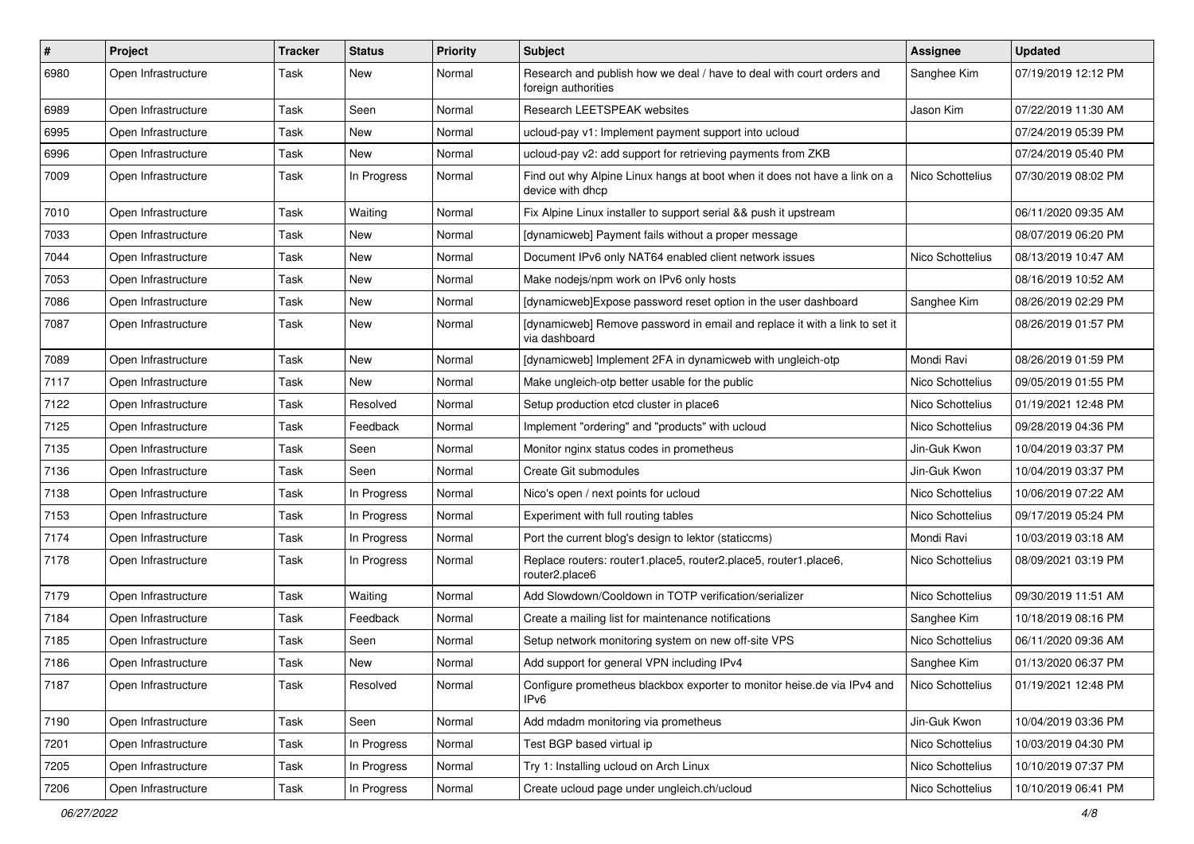| # | Project | Tracker | Status | Priority | Subject | Assignee | Updated |
|---|---|---|---|---|---|---|---|
| 6980 | Open Infrastructure | Task | New | Normal | Research and publish how we deal / have to deal with court orders and foreign authorities | Sanghee Kim | 07/19/2019 12:12 PM |
| 6989 | Open Infrastructure | Task | Seen | Normal | Research LEETSPEAK websites | Jason Kim | 07/22/2019 11:30 AM |
| 6995 | Open Infrastructure | Task | New | Normal | ucloud-pay v1: Implement payment support into ucloud | | 07/24/2019 05:39 PM |
| 6996 | Open Infrastructure | Task | New | Normal | ucloud-pay v2: add support for retrieving payments from ZKB | | 07/24/2019 05:40 PM |
| 7009 | Open Infrastructure | Task | In Progress | Normal | Find out why Alpine Linux hangs at boot when it does not have a link on a device with dhcp | Nico Schottelius | 07/30/2019 08:02 PM |
| 7010 | Open Infrastructure | Task | Waiting | Normal | Fix Alpine Linux installer to support serial && push it upstream | | 06/11/2020 09:35 AM |
| 7033 | Open Infrastructure | Task | New | Normal | [dynamicweb] Payment fails without a proper message | | 08/07/2019 06:20 PM |
| 7044 | Open Infrastructure | Task | New | Normal | Document IPv6 only NAT64 enabled client network issues | Nico Schottelius | 08/13/2019 10:47 AM |
| 7053 | Open Infrastructure | Task | New | Normal | Make nodejs/npm work on IPv6 only hosts | | 08/16/2019 10:52 AM |
| 7086 | Open Infrastructure | Task | New | Normal | [dynamicweb]Expose password reset option in the user dashboard | Sanghee Kim | 08/26/2019 02:29 PM |
| 7087 | Open Infrastructure | Task | New | Normal | [dynamicweb] Remove password in email and replace it with a link to set it via dashboard | | 08/26/2019 01:57 PM |
| 7089 | Open Infrastructure | Task | New | Normal | [dynamicweb] Implement 2FA in dynamicweb with ungleich-otp | Mondi Ravi | 08/26/2019 01:59 PM |
| 7117 | Open Infrastructure | Task | New | Normal | Make ungleich-otp better usable for the public | Nico Schottelius | 09/05/2019 01:55 PM |
| 7122 | Open Infrastructure | Task | Resolved | Normal | Setup production etcd cluster in place6 | Nico Schottelius | 01/19/2021 12:48 PM |
| 7125 | Open Infrastructure | Task | Feedback | Normal | Implement "ordering" and "products" with ucloud | Nico Schottelius | 09/28/2019 04:36 PM |
| 7135 | Open Infrastructure | Task | Seen | Normal | Monitor nginx status codes in prometheus | Jin-Guk Kwon | 10/04/2019 03:37 PM |
| 7136 | Open Infrastructure | Task | Seen | Normal | Create Git submodules | Jin-Guk Kwon | 10/04/2019 03:37 PM |
| 7138 | Open Infrastructure | Task | In Progress | Normal | Nico's open / next points for ucloud | Nico Schottelius | 10/06/2019 07:22 AM |
| 7153 | Open Infrastructure | Task | In Progress | Normal | Experiment with full routing tables | Nico Schottelius | 09/17/2019 05:24 PM |
| 7174 | Open Infrastructure | Task | In Progress | Normal | Port the current blog's design to lektor (staticcms) | Mondi Ravi | 10/03/2019 03:18 AM |
| 7178 | Open Infrastructure | Task | In Progress | Normal | Replace routers: router1.place5, router2.place5, router1.place6, router2.place6 | Nico Schottelius | 08/09/2021 03:19 PM |
| 7179 | Open Infrastructure | Task | Waiting | Normal | Add Slowdown/Cooldown in TOTP verification/serializer | Nico Schottelius | 09/30/2019 11:51 AM |
| 7184 | Open Infrastructure | Task | Feedback | Normal | Create a mailing list for maintenance notifications | Sanghee Kim | 10/18/2019 08:16 PM |
| 7185 | Open Infrastructure | Task | Seen | Normal | Setup network monitoring system on new off-site VPS | Nico Schottelius | 06/11/2020 09:36 AM |
| 7186 | Open Infrastructure | Task | New | Normal | Add support for general VPN including IPv4 | Sanghee Kim | 01/13/2020 06:37 PM |
| 7187 | Open Infrastructure | Task | Resolved | Normal | Configure prometheus blackbox exporter to monitor heise.de via IPv4 and IPv6 | Nico Schottelius | 01/19/2021 12:48 PM |
| 7190 | Open Infrastructure | Task | Seen | Normal | Add mdadm monitoring via prometheus | Jin-Guk Kwon | 10/04/2019 03:36 PM |
| 7201 | Open Infrastructure | Task | In Progress | Normal | Test BGP based virtual ip | Nico Schottelius | 10/03/2019 04:30 PM |
| 7205 | Open Infrastructure | Task | In Progress | Normal | Try 1: Installing ucloud on Arch Linux | Nico Schottelius | 10/10/2019 07:37 PM |
| 7206 | Open Infrastructure | Task | In Progress | Normal | Create ucloud page under ungleich.ch/ucloud | Nico Schottelius | 10/10/2019 06:41 PM |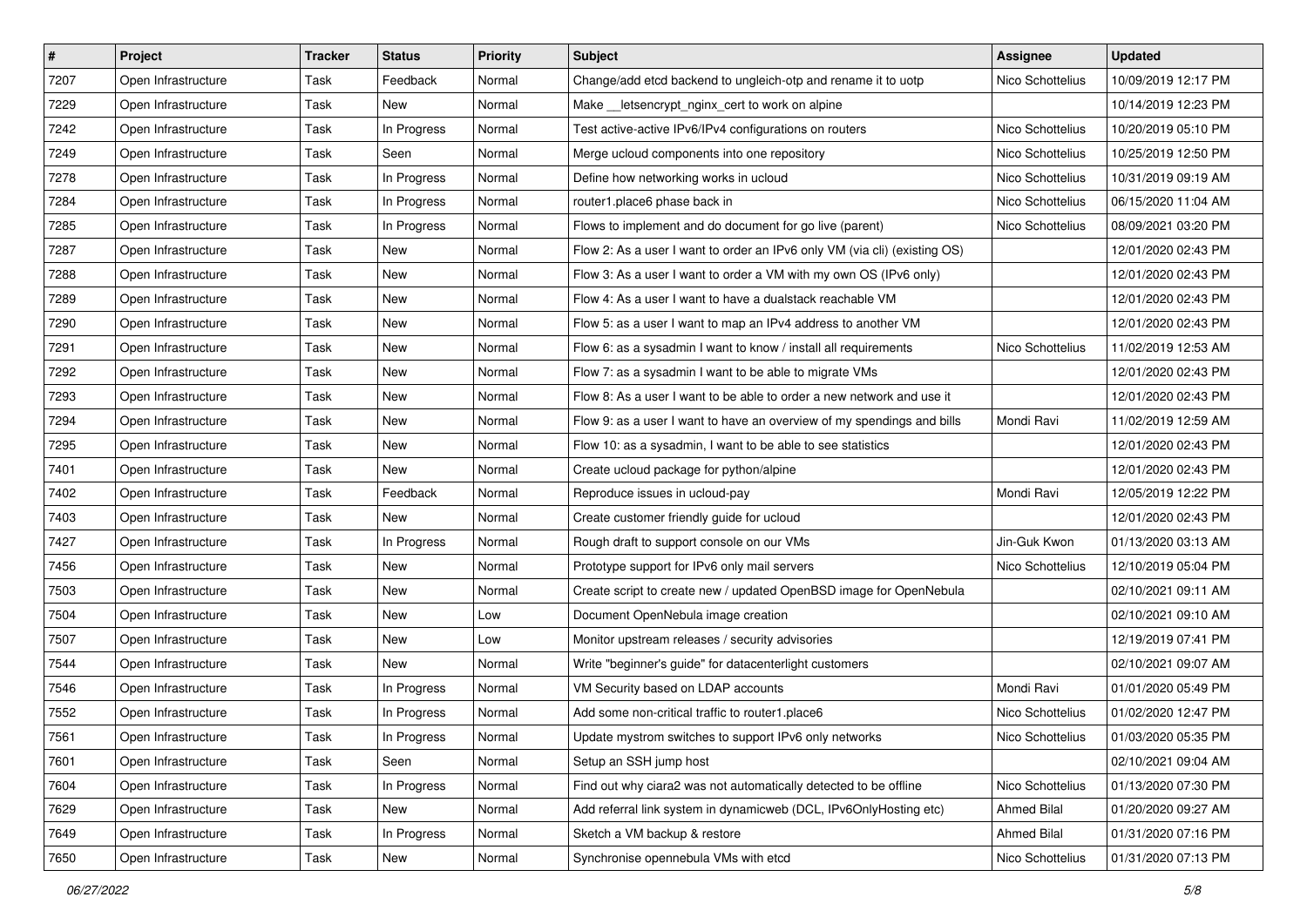| # | Project | Tracker | Status | Priority | Subject | Assignee | Updated |
| --- | --- | --- | --- | --- | --- | --- | --- |
| 7207 | Open Infrastructure | Task | Feedback | Normal | Change/add etcd backend to ungleich-otp and rename it to uotp | Nico Schottelius | 10/09/2019 12:17 PM |
| 7229 | Open Infrastructure | Task | New | Normal | Make __letsencrypt_nginx_cert to work on alpine | | 10/14/2019 12:23 PM |
| 7242 | Open Infrastructure | Task | In Progress | Normal | Test active-active IPv6/IPv4 configurations on routers | Nico Schottelius | 10/20/2019 05:10 PM |
| 7249 | Open Infrastructure | Task | Seen | Normal | Merge ucloud components into one repository | Nico Schottelius | 10/25/2019 12:50 PM |
| 7278 | Open Infrastructure | Task | In Progress | Normal | Define how networking works in ucloud | Nico Schottelius | 10/31/2019 09:19 AM |
| 7284 | Open Infrastructure | Task | In Progress | Normal | router1.place6 phase back in | Nico Schottelius | 06/15/2020 11:04 AM |
| 7285 | Open Infrastructure | Task | In Progress | Normal | Flows to implement and do document for go live (parent) | Nico Schottelius | 08/09/2021 03:20 PM |
| 7287 | Open Infrastructure | Task | New | Normal | Flow 2: As a user I want to order an IPv6 only VM (via cli) (existing OS) | | 12/01/2020 02:43 PM |
| 7288 | Open Infrastructure | Task | New | Normal | Flow 3: As a user I want to order a VM with my own OS (IPv6 only) | | 12/01/2020 02:43 PM |
| 7289 | Open Infrastructure | Task | New | Normal | Flow 4: As a user I want to have a dualstack reachable VM | | 12/01/2020 02:43 PM |
| 7290 | Open Infrastructure | Task | New | Normal | Flow 5: as a user I want to map an IPv4 address to another VM | | 12/01/2020 02:43 PM |
| 7291 | Open Infrastructure | Task | New | Normal | Flow 6: as a sysadmin I want to know / install all requirements | Nico Schottelius | 11/02/2019 12:53 AM |
| 7292 | Open Infrastructure | Task | New | Normal | Flow 7: as a sysadmin I want to be able to migrate VMs | | 12/01/2020 02:43 PM |
| 7293 | Open Infrastructure | Task | New | Normal | Flow 8: As a user I want to be able to order a new network and use it | | 12/01/2020 02:43 PM |
| 7294 | Open Infrastructure | Task | New | Normal | Flow 9: as a user I want to have an overview of my spendings and bills | Mondi Ravi | 11/02/2019 12:59 AM |
| 7295 | Open Infrastructure | Task | New | Normal | Flow 10: as a sysadmin, I want to be able to see statistics | | 12/01/2020 02:43 PM |
| 7401 | Open Infrastructure | Task | New | Normal | Create ucloud package for python/alpine | | 12/01/2020 02:43 PM |
| 7402 | Open Infrastructure | Task | Feedback | Normal | Reproduce issues in ucloud-pay | Mondi Ravi | 12/05/2019 12:22 PM |
| 7403 | Open Infrastructure | Task | New | Normal | Create customer friendly guide for ucloud | | 12/01/2020 02:43 PM |
| 7427 | Open Infrastructure | Task | In Progress | Normal | Rough draft to support console on our VMs | Jin-Guk Kwon | 01/13/2020 03:13 AM |
| 7456 | Open Infrastructure | Task | New | Normal | Prototype support for IPv6 only mail servers | Nico Schottelius | 12/10/2019 05:04 PM |
| 7503 | Open Infrastructure | Task | New | Normal | Create script to create new / updated OpenBSD image for OpenNebula | | 02/10/2021 09:11 AM |
| 7504 | Open Infrastructure | Task | New | Low | Document OpenNebula image creation | | 02/10/2021 09:10 AM |
| 7507 | Open Infrastructure | Task | New | Low | Monitor upstream releases / security advisories | | 12/19/2019 07:41 PM |
| 7544 | Open Infrastructure | Task | New | Normal | Write "beginner's guide" for datacenterlight customers | | 02/10/2021 09:07 AM |
| 7546 | Open Infrastructure | Task | In Progress | Normal | VM Security based on LDAP accounts | Mondi Ravi | 01/01/2020 05:49 PM |
| 7552 | Open Infrastructure | Task | In Progress | Normal | Add some non-critical traffic to router1.place6 | Nico Schottelius | 01/02/2020 12:47 PM |
| 7561 | Open Infrastructure | Task | In Progress | Normal | Update mystrom switches to support IPv6 only networks | Nico Schottelius | 01/03/2020 05:35 PM |
| 7601 | Open Infrastructure | Task | Seen | Normal | Setup an SSH jump host | | 02/10/2021 09:04 AM |
| 7604 | Open Infrastructure | Task | In Progress | Normal | Find out why ciara2 was not automatically detected to be offline | Nico Schottelius | 01/13/2020 07:30 PM |
| 7629 | Open Infrastructure | Task | New | Normal | Add referral link system in dynamicweb (DCL, IPv6OnlyHosting etc) | Ahmed Bilal | 01/20/2020 09:27 AM |
| 7649 | Open Infrastructure | Task | In Progress | Normal | Sketch a VM backup & restore | Ahmed Bilal | 01/31/2020 07:16 PM |
| 7650 | Open Infrastructure | Task | New | Normal | Synchronise opennebula VMs with etcd | Nico Schottelius | 01/31/2020 07:13 PM |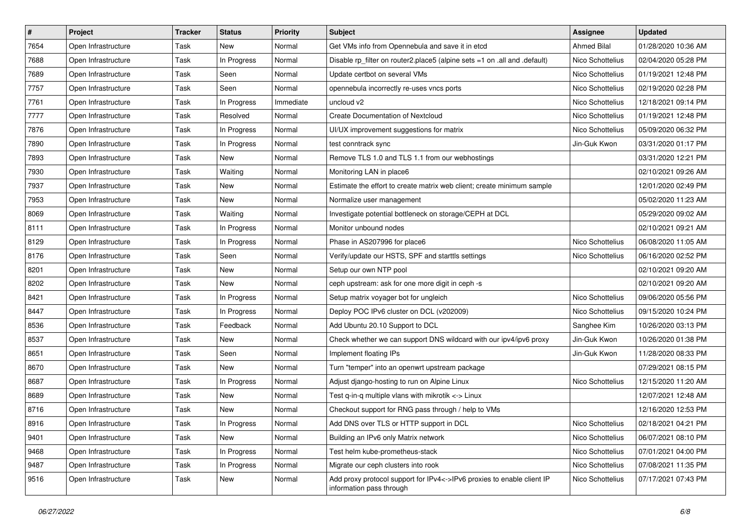| # | Project | Tracker | Status | Priority | Subject | Assignee | Updated |
|---|---|---|---|---|---|---|---|
| 7654 | Open Infrastructure | Task | New | Normal | Get VMs info from Opennebula and save it in etcd | Ahmed Bilal | 01/28/2020 10:36 AM |
| 7688 | Open Infrastructure | Task | In Progress | Normal | Disable rp_filter on router2.place5 (alpine sets =1 on .all and .default) | Nico Schottelius | 02/04/2020 05:28 PM |
| 7689 | Open Infrastructure | Task | Seen | Normal | Update certbot on several VMs | Nico Schottelius | 01/19/2021 12:48 PM |
| 7757 | Open Infrastructure | Task | Seen | Normal | opennebula incorrectly re-uses vncs ports | Nico Schottelius | 02/19/2020 02:28 PM |
| 7761 | Open Infrastructure | Task | In Progress | Immediate | uncloud v2 | Nico Schottelius | 12/18/2021 09:14 PM |
| 7777 | Open Infrastructure | Task | Resolved | Normal | Create Documentation of Nextcloud | Nico Schottelius | 01/19/2021 12:48 PM |
| 7876 | Open Infrastructure | Task | In Progress | Normal | UI/UX improvement suggestions for matrix | Nico Schottelius | 05/09/2020 06:32 PM |
| 7890 | Open Infrastructure | Task | In Progress | Normal | test conntrack sync | Jin-Guk Kwon | 03/31/2020 01:17 PM |
| 7893 | Open Infrastructure | Task | New | Normal | Remove TLS 1.0 and TLS 1.1 from our webhostings | | 03/31/2020 12:21 PM |
| 7930 | Open Infrastructure | Task | Waiting | Normal | Monitoring LAN in place6 | | 02/10/2021 09:26 AM |
| 7937 | Open Infrastructure | Task | New | Normal | Estimate the effort to create matrix web client; create minimum sample | | 12/01/2020 02:49 PM |
| 7953 | Open Infrastructure | Task | New | Normal | Normalize user management | | 05/02/2020 11:23 AM |
| 8069 | Open Infrastructure | Task | Waiting | Normal | Investigate potential bottleneck on storage/CEPH at DCL | | 05/29/2020 09:02 AM |
| 8111 | Open Infrastructure | Task | In Progress | Normal | Monitor unbound nodes | | 02/10/2021 09:21 AM |
| 8129 | Open Infrastructure | Task | In Progress | Normal | Phase in AS207996 for place6 | Nico Schottelius | 06/08/2020 11:05 AM |
| 8176 | Open Infrastructure | Task | Seen | Normal | Verify/update our HSTS, SPF and starttls settings | Nico Schottelius | 06/16/2020 02:52 PM |
| 8201 | Open Infrastructure | Task | New | Normal | Setup our own NTP pool | | 02/10/2021 09:20 AM |
| 8202 | Open Infrastructure | Task | New | Normal | ceph upstream: ask for one more digit in ceph -s | | 02/10/2021 09:20 AM |
| 8421 | Open Infrastructure | Task | In Progress | Normal | Setup matrix voyager bot for ungleich | Nico Schottelius | 09/06/2020 05:56 PM |
| 8447 | Open Infrastructure | Task | In Progress | Normal | Deploy POC IPv6 cluster on DCL (v202009) | Nico Schottelius | 09/15/2020 10:24 PM |
| 8536 | Open Infrastructure | Task | Feedback | Normal | Add Ubuntu 20.10 Support to DCL | Sanghee Kim | 10/26/2020 03:13 PM |
| 8537 | Open Infrastructure | Task | New | Normal | Check whether we can support DNS wildcard with our ipv4/ipv6 proxy | Jin-Guk Kwon | 10/26/2020 01:38 PM |
| 8651 | Open Infrastructure | Task | Seen | Normal | Implement floating IPs | Jin-Guk Kwon | 11/28/2020 08:33 PM |
| 8670 | Open Infrastructure | Task | New | Normal | Turn "temper" into an openwrt upstream package | | 07/29/2021 08:15 PM |
| 8687 | Open Infrastructure | Task | In Progress | Normal | Adjust django-hosting to run on Alpine Linux | Nico Schottelius | 12/15/2020 11:20 AM |
| 8689 | Open Infrastructure | Task | New | Normal | Test q-in-q multiple vlans with mikrotik <-> Linux | | 12/07/2021 12:48 AM |
| 8716 | Open Infrastructure | Task | New | Normal | Checkout support for RNG pass through / help to VMs | | 12/16/2020 12:53 PM |
| 8916 | Open Infrastructure | Task | In Progress | Normal | Add DNS over TLS or HTTP support in DCL | Nico Schottelius | 02/18/2021 04:21 PM |
| 9401 | Open Infrastructure | Task | New | Normal | Building an IPv6 only Matrix network | Nico Schottelius | 06/07/2021 08:10 PM |
| 9468 | Open Infrastructure | Task | In Progress | Normal | Test helm kube-prometheus-stack | Nico Schottelius | 07/01/2021 04:00 PM |
| 9487 | Open Infrastructure | Task | In Progress | Normal | Migrate our ceph clusters into rook | Nico Schottelius | 07/08/2021 11:35 PM |
| 9516 | Open Infrastructure | Task | New | Normal | Add proxy protocol support for IPv4<->IPv6 proxies to enable client IP information pass through | Nico Schottelius | 07/17/2021 07:43 PM |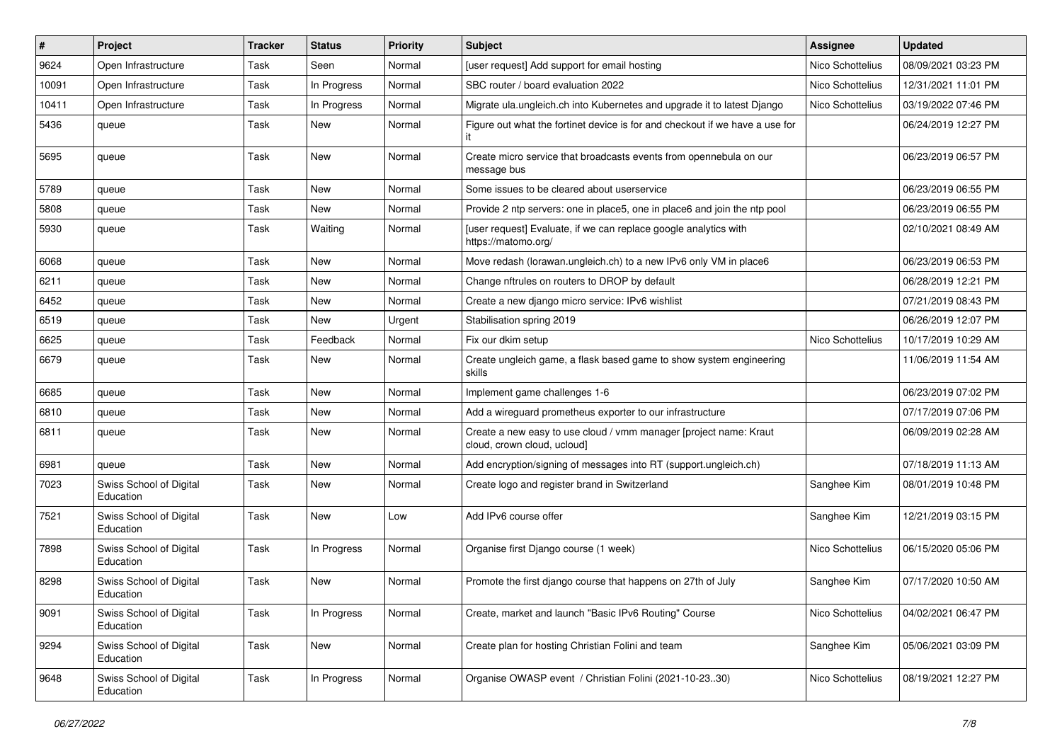| # | Project | Tracker | Status | Priority | Subject | Assignee | Updated |
|---|---|---|---|---|---|---|---|
| 9624 | Open Infrastructure | Task | Seen | Normal | [user request] Add support for email hosting | Nico Schottelius | 08/09/2021 03:23 PM |
| 10091 | Open Infrastructure | Task | In Progress | Normal | SBC router / board evaluation 2022 | Nico Schottelius | 12/31/2021 11:01 PM |
| 10411 | Open Infrastructure | Task | In Progress | Normal | Migrate ula.ungleich.ch into Kubernetes and upgrade it to latest Django | Nico Schottelius | 03/19/2022 07:46 PM |
| 5436 | queue | Task | New | Normal | Figure out what the fortinet device is for and checkout if we have a use for it | | 06/24/2019 12:27 PM |
| 5695 | queue | Task | New | Normal | Create micro service that broadcasts events from opennebula on our message bus | | 06/23/2019 06:57 PM |
| 5789 | queue | Task | New | Normal | Some issues to be cleared about userservice | | 06/23/2019 06:55 PM |
| 5808 | queue | Task | New | Normal | Provide 2 ntp servers: one in place5, one in place6 and join the ntp pool | | 06/23/2019 06:55 PM |
| 5930 | queue | Task | Waiting | Normal | [user request] Evaluate, if we can replace google analytics with https://matomo.org/ | | 02/10/2021 08:49 AM |
| 6068 | queue | Task | New | Normal | Move redash (lorawan.ungleich.ch) to a new IPv6 only VM in place6 | | 06/23/2019 06:53 PM |
| 6211 | queue | Task | New | Normal | Change nftrules on routers to DROP by default | | 06/28/2019 12:21 PM |
| 6452 | queue | Task | New | Normal | Create a new django micro service: IPv6 wishlist | | 07/21/2019 08:43 PM |
| 6519 | queue | Task | New | Urgent | Stabilisation spring 2019 | | 06/26/2019 12:07 PM |
| 6625 | queue | Task | Feedback | Normal | Fix our dkim setup | Nico Schottelius | 10/17/2019 10:29 AM |
| 6679 | queue | Task | New | Normal | Create ungleich game, a flask based game to show system engineering skills | | 11/06/2019 11:54 AM |
| 6685 | queue | Task | New | Normal | Implement game challenges 1-6 | | 06/23/2019 07:02 PM |
| 6810 | queue | Task | New | Normal | Add a wireguard prometheus exporter to our infrastructure | | 07/17/2019 07:06 PM |
| 6811 | queue | Task | New | Normal | Create a new easy to use cloud / vmm manager [project name: Kraut cloud, crown cloud, ucloud] | | 06/09/2019 02:28 AM |
| 6981 | queue | Task | New | Normal | Add encryption/signing of messages into RT (support.ungleich.ch) | | 07/18/2019 11:13 AM |
| 7023 | Swiss School of Digital Education | Task | New | Normal | Create logo and register brand in Switzerland | Sanghee Kim | 08/01/2019 10:48 PM |
| 7521 | Swiss School of Digital Education | Task | New | Low | Add IPv6 course offer | Sanghee Kim | 12/21/2019 03:15 PM |
| 7898 | Swiss School of Digital Education | Task | In Progress | Normal | Organise first Django course (1 week) | Nico Schottelius | 06/15/2020 05:06 PM |
| 8298 | Swiss School of Digital Education | Task | New | Normal | Promote the first django course that happens on 27th of July | Sanghee Kim | 07/17/2020 10:50 AM |
| 9091 | Swiss School of Digital Education | Task | In Progress | Normal | Create, market and launch "Basic IPv6 Routing" Course | Nico Schottelius | 04/02/2021 06:47 PM |
| 9294 | Swiss School of Digital Education | Task | New | Normal | Create plan for hosting Christian Folini and team | Sanghee Kim | 05/06/2021 03:09 PM |
| 9648 | Swiss School of Digital Education | Task | In Progress | Normal | Organise OWASP event / Christian Folini (2021-10-23..30) | Nico Schottelius | 08/19/2021 12:27 PM |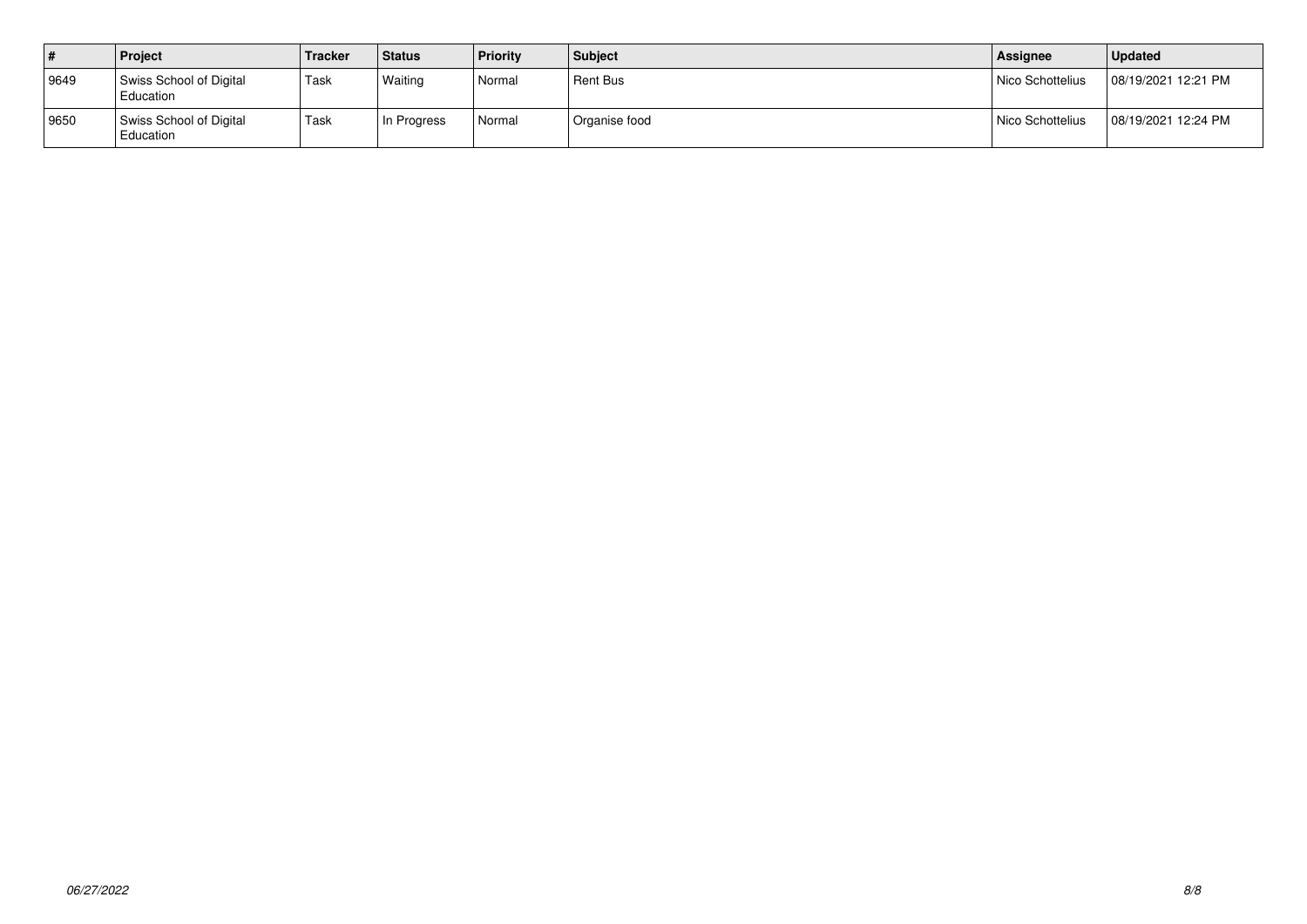| # | Project | Tracker | Status | Priority | Subject | Assignee | Updated |
|---|---|---|---|---|---|---|---|
| 9649 | Swiss School of Digital Education | Task | Waiting | Normal | Rent Bus | Nico Schottelius | 08/19/2021 12:21 PM |
| 9650 | Swiss School of Digital Education | Task | In Progress | Normal | Organise food | Nico Schottelius | 08/19/2021 12:24 PM |